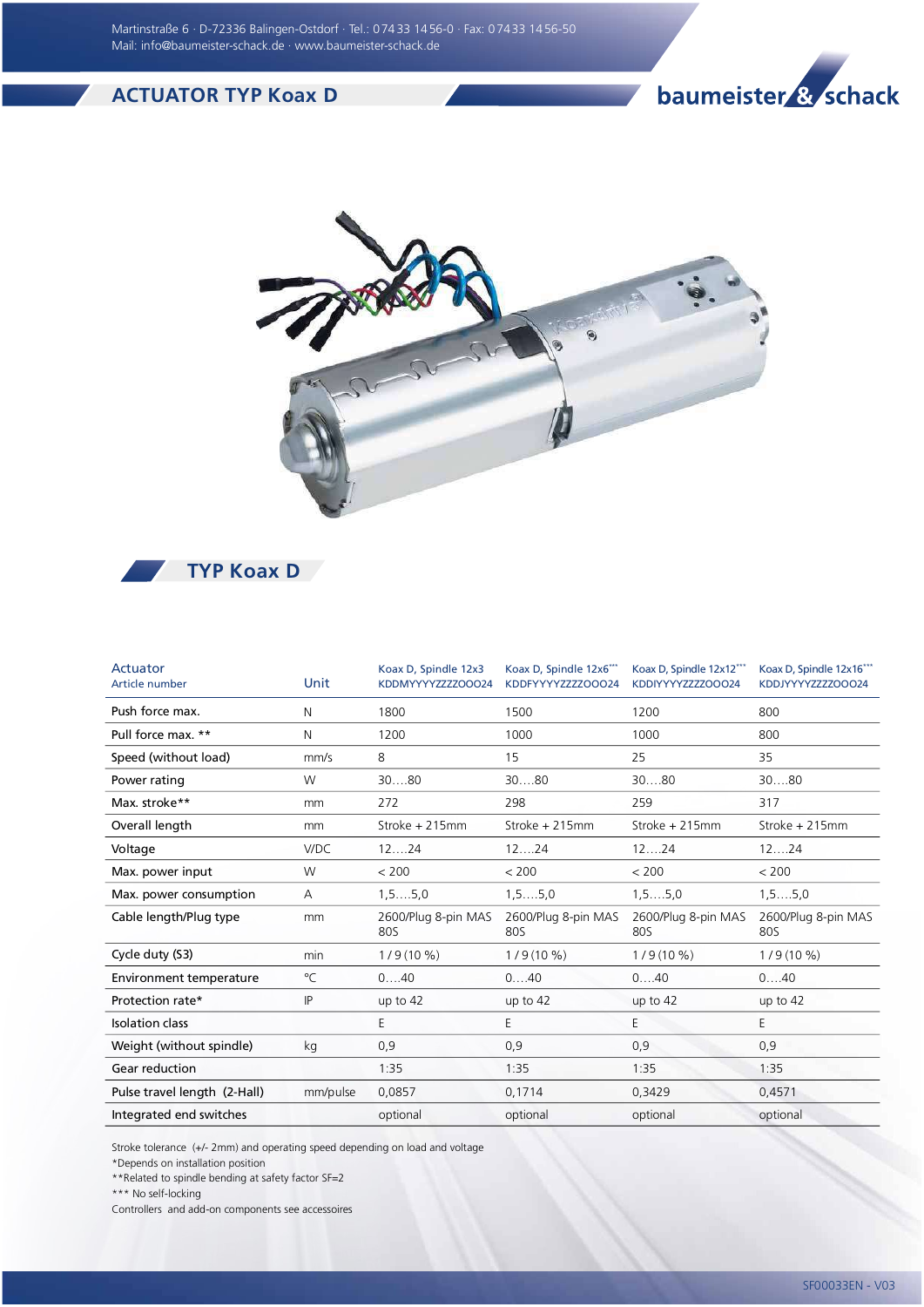Martinstraße 6 · D-72336 Balingen-Ostdorf · Tel.: 07433 1456-0 · Fax: 07433 1456-50
Mail: info@baumeister-schack.de · www.baumeister-schack.de

# ACTUATOR TYP Koax D

baumeister & schack

## TYP Koax D

| Actuator<br>Article number | Unit | Koax D, Spindle 12x3<br>KDDMYYYYZZZZOOO24 | Koax D, Spindle 12x6***<br>KDDFYYYYZZZZOOO24 | Koax D, Spindle 12x12***<br>KDDIYYYYZZZZOOO24 | Koax D, Spindle 12x16***<br>KDDJYYYYZZZZOOO24 |
|---|---|---|---|---|---|
| Push force max. | N | 1800 | 1500 | 1200 | 800 |
| Pull force max. ** | N | 1200 | 1000 | 1000 | 800 |
| Speed (without load) | mm/s | 8 | 15 | 25 | 35 |
| Power rating | W | 30….80 | 30….80 | 30….80 | 30….80 |
| Max. stroke** | mm | 272 | 298 | 259 | 317 |
| Overall length | mm | Stroke + 215mm | Stroke + 215mm | Stroke + 215mm | Stroke + 215mm |
| Voltage | V/DC | 12….24 | 12….24 | 12….24 | 12….24 |
| Max. power input | W | < 200 | < 200 | < 200 | < 200 |
| Max. power consumption | A | 1,5….5,0 | 1,5….5,0 | 1,5….5,0 | 1,5….5,0 |
| Cable length/Plug type | mm | 2600/Plug 8-pin MAS 80S | 2600/Plug 8-pin MAS 80S | 2600/Plug 8-pin MAS 80S | 2600/Plug 8-pin MAS 80S |
| Cycle duty (S3) | min | 1 / 9 (10 %) | 1 / 9 (10 %) | 1 / 9 (10 %) | 1 / 9 (10 %) |
| Environment temperature | °C | 0….40 | 0….40 | 0….40 | 0….40 |
| Protection rate* | IP | up to 42 | up to 42 | up to 42 | up to 42 |
| Isolation class | | E | E | E | E |
| Weight (without spindle) | kg | 0,9 | 0,9 | 0,9 | 0,9 |
| Gear reduction | | 1:35 | 1:35 | 1:35 | 1:35 |
| Pulse travel length (2-Hall) | mm/pulse | 0,0857 | 0,1714 | 0,3429 | 0,4571 |
| Integrated end switches | | optional | optional | optional | optional |

Stroke tolerance (+/- 2mm) and operating speed depending on load and voltage
*Depends on installation position
**Related to spindle bending at safety factor SF=2
*** No self-locking
Controllers and add-on components see accessoires

SF00033EN - V03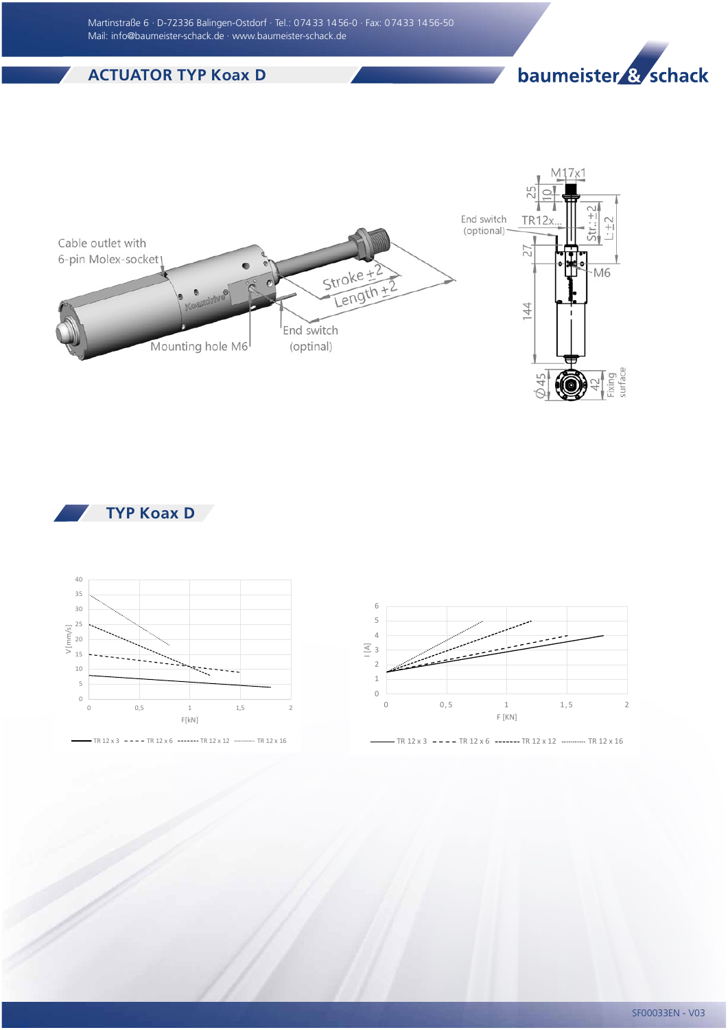# ACTUATOR TYP Koax D

Cable outlet with 6-pin Molex-socket

Stroke ±2

Length ±2

End switch (optinal)

Mounting hole M6

M17x1

25

10

TR12x...

End switch (optional)

Str.: ±2

L: ±2

27

M6

144

Ø45

42

Fixing surface

## TYP Koax D

V [mm/s]

40
35
30
25
20
15
10
5
0

0
0,5
1
1,5
2

F[kN]

TR 12 x 3
TR 12 x 6
TR 12 x 12
TR 12 x 16

I [A]

6
5
4
3
2
1
0

0
0,5
1
1,5
2

F [KN]

TR 12 x 3
TR 12 x 6
TR 12 x 12
TR 12 x 16

SF00033EN - V03